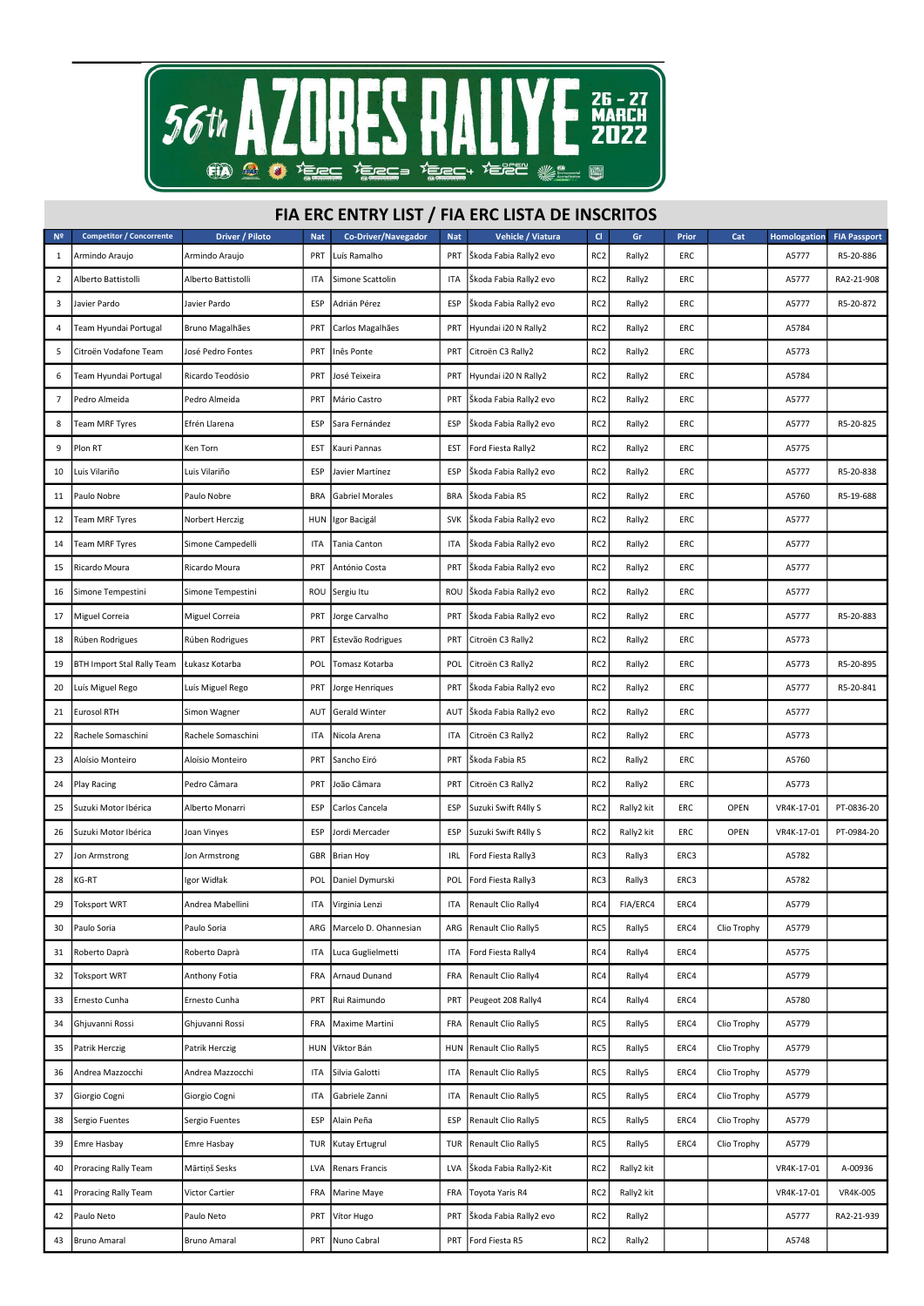# 56th AZORES RALLYE

26 - 27 MARCH 2022

## FIA ERC ENTRY LIST / FIA ERC LISTA DE INSCRITOS

| Nº | Competitor / Concorrente | Driver / Piloto | Nat | Co-Driver/Navegador | Nat | Vehicle / Viatura | Cl | Gr | Prior | Cat | Homologation | FIA Passport |
|---|---|---|---|---|---|---|---|---|---|---|---|---|
| 1 | Armindo Araujo | Armindo Araujo | PRT | Luís Ramalho | PRT | Škoda Fabia Rally2 evo | RC2 | Rally2 | ERC | | A5777 | R5-20-886 |
| 2 | Alberto Battistolli | Alberto Battistolli | ITA | Simone Scattolin | ITA | Škoda Fabia Rally2 evo | RC2 | Rally2 | ERC | | A5777 | RA2-21-908 |
| 3 | Javier Pardo | Javier Pardo | ESP | Adrián Pérez | ESP | Škoda Fabia Rally2 evo | RC2 | Rally2 | ERC | | A5777 | R5-20-872 |
| 4 | Team Hyundai Portugal | Bruno Magalhães | PRT | Carlos Magalhães | PRT | Hyundai i20 N Rally2 | RC2 | Rally2 | ERC | | A5784 | |
| 5 | Citroën Vodafone Team | José Pedro Fontes | PRT | Inês Ponte | PRT | Citroën C3 Rally2 | RC2 | Rally2 | ERC | | A5773 | |
| 6 | Team Hyundai Portugal | Ricardo Teodósio | PRT | José Teixeira | PRT | Hyundai i20 N Rally2 | RC2 | Rally2 | ERC | | A5784 | |
| 7 | Pedro Almeida | Pedro Almeida | PRT | Mário Castro | PRT | Škoda Fabia Rally2 evo | RC2 | Rally2 | ERC | | A5777 | |
| 8 | Team MRF Tyres | Efrén Llarena | ESP | Sara Fernández | ESP | Škoda Fabia Rally2 evo | RC2 | Rally2 | ERC | | A5777 | R5-20-825 |
| 9 | Plon RT | Ken Torn | EST | Kauri Pannas | EST | Ford Fiesta Rally2 | RC2 | Rally2 | ERC | | A5775 | |
| 10 | Luis Vilariño | Luis Vilariño | ESP | Javier Martínez | ESP | Škoda Fabia Rally2 evo | RC2 | Rally2 | ERC | | A5777 | R5-20-838 |
| 11 | Paulo Nobre | Paulo Nobre | BRA | Gabriel Morales | BRA | Škoda Fabia R5 | RC2 | Rally2 | ERC | | A5760 | R5-19-688 |
| 12 | Team MRF Tyres | Norbert Herczig | HUN | Igor Bacigál | SVK | Škoda Fabia Rally2 evo | RC2 | Rally2 | ERC | | A5777 | |
| 14 | Team MRF Tyres | Simone Campedelli | ITA | Tania Canton | ITA | Škoda Fabia Rally2 evo | RC2 | Rally2 | ERC | | A5777 | |
| 15 | Ricardo Moura | Ricardo Moura | PRT | António Costa | PRT | Škoda Fabia Rally2 evo | RC2 | Rally2 | ERC | | A5777 | |
| 16 | Simone Tempestini | Simone Tempestini | ROU | Sergiu Itu | ROU | Škoda Fabia Rally2 evo | RC2 | Rally2 | ERC | | A5777 | |
| 17 | Miguel Correia | Miguel Correia | PRT | Jorge Carvalho | PRT | Škoda Fabia Rally2 evo | RC2 | Rally2 | ERC | | A5777 | R5-20-883 |
| 18 | Rúben Rodrigues | Rúben Rodrigues | PRT | Estevão Rodrigues | PRT | Citroën C3 Rally2 | RC2 | Rally2 | ERC | | A5773 | |
| 19 | BTH Import Stal Rally Team | Łukasz Kotarba | POL | Tomasz Kotarba | POL | Citroën C3 Rally2 | RC2 | Rally2 | ERC | | A5773 | R5-20-895 |
| 20 | Luís Miguel Rego | Luís Miguel Rego | PRT | Jorge Henriques | PRT | Škoda Fabia Rally2 evo | RC2 | Rally2 | ERC | | A5777 | R5-20-841 |
| 21 | Eurosol RTH | Simon Wagner | AUT | Gerald Winter | AUT | Škoda Fabia Rally2 evo | RC2 | Rally2 | ERC | | A5777 | |
| 22 | Rachele Somaschini | Rachele Somaschini | ITA | Nicola Arena | ITA | Citroën C3 Rally2 | RC2 | Rally2 | ERC | | A5773 | |
| 23 | Aloísio Monteiro | Aloísio Monteiro | PRT | Sancho Eiró | PRT | Škoda Fabia R5 | RC2 | Rally2 | ERC | | A5760 | |
| 24 | Play Racing | Pedro Câmara | PRT | João Câmara | PRT | Citroën C3 Rally2 | RC2 | Rally2 | ERC | | A5773 | |
| 25 | Suzuki Motor Ibérica | Alberto Monarri | ESP | Carlos Cancela | ESP | Suzuki Swift R4lly S | RC2 | Rally2 kit | ERC | OPEN | VR4K-17-01 | PT-0836-20 |
| 26 | Suzuki Motor Ibérica | Joan Vinyes | ESP | Jordi Mercader | ESP | Suzuki Swift R4lly S | RC2 | Rally2 kit | ERC | OPEN | VR4K-17-01 | PT-0984-20 |
| 27 | Jon Armstrong | Jon Armstrong | GBR | Brian Hoy | IRL | Ford Fiesta Rally3 | RC3 | Rally3 | ERC3 | | A5782 | |
| 28 | KG-RT | Igor Widłak | POL | Daniel Dymurski | POL | Ford Fiesta Rally3 | RC3 | Rally3 | ERC3 | | A5782 | |
| 29 | Toksport WRT | Andrea Mabellini | ITA | Virginia Lenzi | ITA | Renault Clio Rally4 | RC4 | FIA/ERC4 | ERC4 | | A5779 | |
| 30 | Paulo Soria | Paulo Soria | ARG | Marcelo D. Ohannesian | ARG | Renault Clio Rally5 | RC5 | Rally5 | ERC4 | Clio Trophy | A5779 | |
| 31 | Roberto Daprà | Roberto Daprà | ITA | Luca Guglielmetti | ITA | Ford Fiesta Rally4 | RC4 | Rally4 | ERC4 | | A5775 | |
| 32 | Toksport WRT | Anthony Fotia | FRA | Arnaud Dunand | FRA | Renault Clio Rally4 | RC4 | Rally4 | ERC4 | | A5779 | |
| 33 | Ernesto Cunha | Ernesto Cunha | PRT | Rui Raimundo | PRT | Peugeot 208 Rally4 | RC4 | Rally4 | ERC4 | | A5780 | |
| 34 | Ghjuvanni Rossi | Ghjuvanni Rossi | FRA | Maxime Martini | FRA | Renault Clio Rally5 | RC5 | Rally5 | ERC4 | Clio Trophy | A5779 | |
| 35 | Patrik Herczig | Patrik Herczig | HUN | Viktor Bán | HUN | Renault Clio Rally5 | RC5 | Rally5 | ERC4 | Clio Trophy | A5779 | |
| 36 | Andrea Mazzocchi | Andrea Mazzocchi | ITA | Silvia Galotti | ITA | Renault Clio Rally5 | RC5 | Rally5 | ERC4 | Clio Trophy | A5779 | |
| 37 | Giorgio Cogni | Giorgio Cogni | ITA | Gabriele Zanni | ITA | Renault Clio Rally5 | RC5 | Rally5 | ERC4 | Clio Trophy | A5779 | |
| 38 | Sergio Fuentes | Sergio Fuentes | ESP | Alain Peña | ESP | Renault Clio Rally5 | RC5 | Rally5 | ERC4 | Clio Trophy | A5779 | |
| 39 | Emre Hasbay | Emre Hasbay | TUR | Kutay Ertugrul | TUR | Renault Clio Rally5 | RC5 | Rally5 | ERC4 | Clio Trophy | A5779 | |
| 40 | Proracing Rally Team | Mārtiņš Sesks | LVA | Renars Francis | LVA | Škoda Fabia Rally2-Kit | RC2 | Rally2 kit | | | VR4K-17-01 | A-00936 |
| 41 | Proracing Rally Team | Victor Cartier | FRA | Marine Maye | FRA | Toyota Yaris R4 | RC2 | Rally2 kit | | | VR4K-17-01 | VR4K-005 |
| 42 | Paulo Neto | Paulo Neto | PRT | Vitor Hugo | PRT | Škoda Fabia Rally2 evo | RC2 | Rally2 | | | A5777 | RA2-21-939 |
| 43 | Bruno Amaral | Bruno Amaral | PRT | Nuno Cabral | PRT | Ford Fiesta R5 | RC2 | Rally2 | | | A5748 | |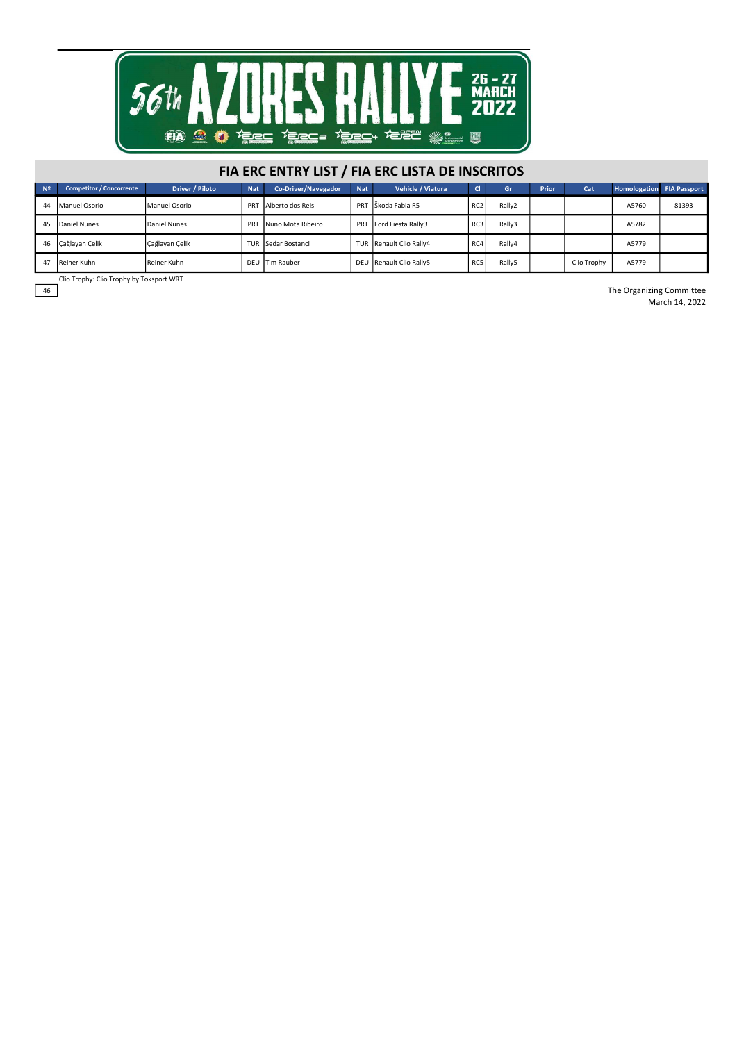# FIA ERC ENTRY LIST / FIA ERC LISTA DE INSCRITOS

| Nº | Competitor / Concorrente | Driver / Piloto | Nat | Co-Driver/Navegador | Nat | Vehicle / Viatura | Cl | Gr | Prior | Cat | Homologation | FIA Passport |
|---|---|---|---|---|---|---|---|---|---|---|---|---|
| 44 | Manuel Osorio | Manuel Osorio | PRT | Alberto dos Reis | PRT | Škoda Fabia R5 | RC2 | Rally2 | | | A5760 | 81393 |
| 45 | Daniel Nunes | Daniel Nunes | PRT | Nuno Mota Ribeiro | PRT | Ford Fiesta Rally3 | RC3 | Rally3 | | | A5782 | |
| 46 | Çağlayan Çelik | Çağlayan Çelik | TUR | Sedar Bostanci | TUR | Renault Clio Rally4 | RC4 | Rally4 | | | A5779 | |
| 47 | Reiner Kuhn | Reiner Kuhn | DEU | Tim Rauber | DEU | Renault Clio Rally5 | RC5 | Rally5 | | Clio Trophy | A5779 | |

Clio Trophy: Clio Trophy by Toksport WRT

46

The Organizing Committee
March 14, 2022